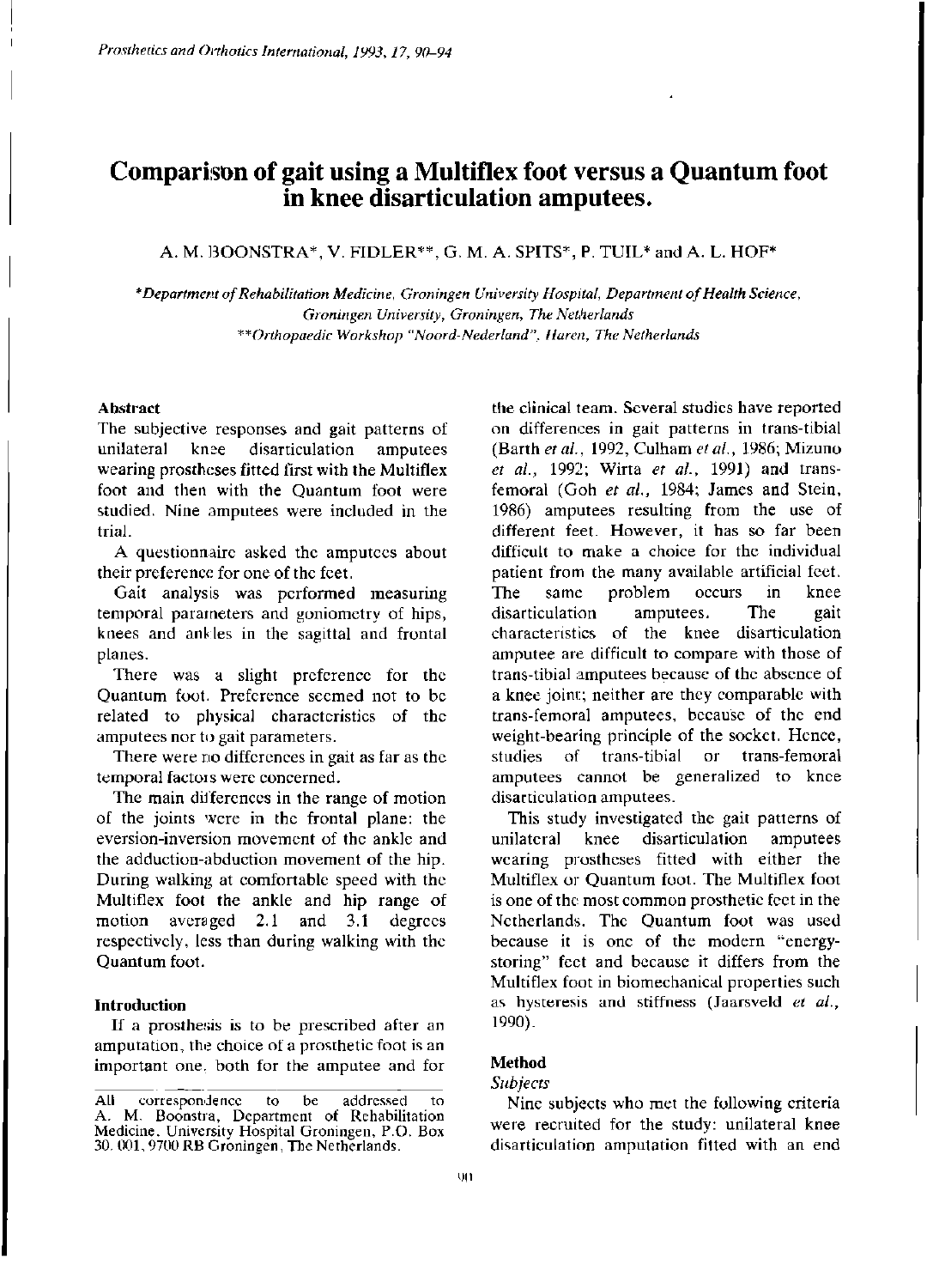# Comparison of gait using a Multiflex foot versus a Quantum foot in knee disarticulation amputees.

A. M. BOONSTRA*, V. FIDLER**, G. M. A. SPITS*, P. TUIL* and A. L. HOF*

*Department of Rehabilitation Medicine, Groningen University Hospital, Department of Health Science, Groningen University, Groningen, The Netherlands
**Orthopaedic Workshop "Noord-Nederland", Haren, The Netherlands

### Abstract

The subjective responses and gait patterns of unilateral knee disarticulation amputees wearing prostheses fitted first with the Multiflex foot and then with the Quantum foot were studied. Nine amputees were included in the trial.

A questionnaire asked the amputees about their preference for one of the feet.

Gait analysis was performed measuring temporal parameters and goniometry of hips, knees and ankles in the sagittal and frontal planes.

There was a slight preference for the Quantum foot. Preference seemed not to be related to physical characteristics of the amputees nor to gait parameters.

There were no differences in gait as far as the temporal factors were concerned.

The main differences in the range of motion of the joints were in the frontal plane: the eversion-inversion movement of the ankle and the adduction-abduction movement of the hip. During walking at comfortable speed with the Multiflex foot the ankle and hip range of motion averaged 2.1 and 3.1 degrees respectively, less than during walking with the Quantum foot.

### Introduction

If a prosthesis is to be prescribed after an amputation, the choice of a prosthetic foot is an important one, both for the amputee and for the clinical team. Several studies have reported on differences in gait patterns in trans-tibial (Barth *et al.*, 1992, Culham *et al.*, 1986; Mizuno *et al.*, 1992; Wirta *et al.*, 1991) and trans-femoral (Goh *et al.*, 1984; James and Stein, 1986) amputees resulting from the use of different feet. However, it has so far been difficult to make a choice for the individual patient from the many available artificial feet. The same problem occurs in knee disarticulation amputees. The gait characteristics of the knee disarticulation amputee are difficult to compare with those of trans-tibial amputees because of the absence of a knee joint; neither are they comparable with trans-femoral amputees, because of the end weight-bearing principle of the socket. Hence, studies of trans-tibial or trans-femoral amputees cannot be generalized to knee disarticulation amputees.

This study investigated the gait patterns of unilateral knee disarticulation amputees wearing prostheses fitted with either the Multiflex or Quantum foot. The Multiflex foot is one of the most common prosthetic feet in the Netherlands. The Quantum foot was used because it is one of the modern "energy-storing" feet and because it differs from the Multiflex foot in biomechanical properties such as hysteresis and stiffness (Jaarsveld *et al.*, 1990).

### Method

*Subjects*

Nine subjects who met the following criteria were recruited for the study: unilateral knee disarticulation amputation fitted with an end

All correspondence to be addressed to A. M. Boonstra, Department of Rehabilitation Medicine, University Hospital Groningen, P.O. Box 30. 001, 9700 RB Groningen, The Netherlands.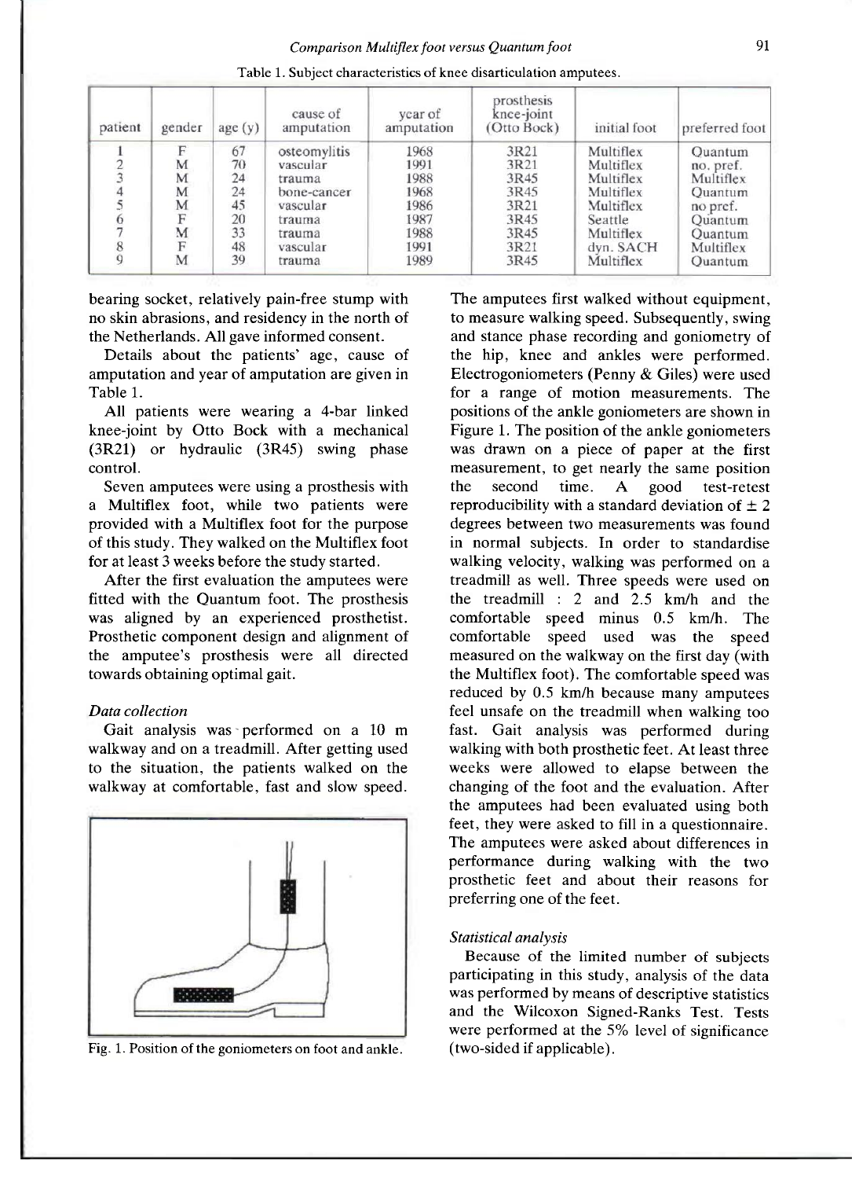Table 1. Subject characteristics of knee disarticulation amputees.

| patient | gender | age (y) | cause of amputation | year of amputation | prosthesis knee-joint (Otto Bock) | initial foot | preferred foot |
|---|---|---|---|---|---|---|---|
| 1 | F | 67 | osteomylitis | 1968 | 3R21 | Multiflex | Quantum |
| 2 | M | 70 | vascular | 1991 | 3R21 | Multiflex | no. pref. |
| 3 | M | 24 | trauma | 1988 | 3R45 | Multiflex | Multiflex |
| 4 | M | 24 | bone-cancer | 1968 | 3R45 | Multiflex | Quantum |
| 5 | M | 45 | vascular | 1986 | 3R21 | Multiflex | no pref. |
| 6 | F | 20 | trauma | 1987 | 3R45 | Seattle | Quantum |
| 7 | M | 33 | trauma | 1988 | 3R45 | Multiflex | Quantum |
| 8 | F | 48 | vascular | 1991 | 3R21 | dyn. SACH | Multiflex |
| 9 | M | 39 | trauma | 1989 | 3R45 | Multiflex | Quantum |

bearing socket, relatively pain-free stump with no skin abrasions, and residency in the north of the Netherlands. All gave informed consent.

Details about the patients' age, cause of amputation and year of amputation are given in Table 1.

All patients were wearing a 4-bar linked knee-joint by Otto Bock with a mechanical (3R21) or hydraulic (3R45) swing phase control.

Seven amputees were using a prosthesis with a Multiflex foot, while two patients were provided with a Multiflex foot for the purpose of this study. They walked on the Multiflex foot for at least 3 weeks before the study started.

After the first evaluation the amputees were fitted with the Quantum foot. The prosthesis was aligned by an experienced prosthetist. Prosthetic component design and alignment of the amputee's prosthesis were all directed towards obtaining optimal gait.

*Data collection*

Gait analysis was performed on a 10 m walkway and on a treadmill. After getting used to the situation, the patients walked on the walkway at comfortable, fast and slow speed.

Fig. 1. Position of the goniometers on foot and ankle.

The amputees first walked without equipment, to measure walking speed. Subsequently, swing and stance phase recording and goniometry of the hip, knee and ankles were performed. Electrogoniometers (Penny & Giles) were used for a range of motion measurements. The positions of the ankle goniometers are shown in Figure 1. The position of the ankle goniometers was drawn on a piece of paper at the first measurement, to get nearly the same position the second time. A good test-retest reproducibility with a standard deviation of ± 2 degrees between two measurements was found in normal subjects. In order to standardise walking velocity, walking was performed on a treadmill as well. Three speeds were used on the treadmill : 2 and 2.5 km/h and the comfortable speed minus 0.5 km/h. The comfortable speed used was the speed measured on the walkway on the first day (with the Multiflex foot). The comfortable speed was reduced by 0.5 km/h because many amputees feel unsafe on the treadmill when walking too fast. Gait analysis was performed during walking with both prosthetic feet. At least three weeks were allowed to elapse between the changing of the foot and the evaluation. After the amputees had been evaluated using both feet, they were asked to fill in a questionnaire. The amputees were asked about differences in performance during walking with the two prosthetic feet and about their reasons for preferring one of the feet.

*Statistical analysis*

Because of the limited number of subjects participating in this study, analysis of the data was performed by means of descriptive statistics and the Wilcoxon Signed-Ranks Test. Tests were performed at the 5% level of significance (two-sided if applicable).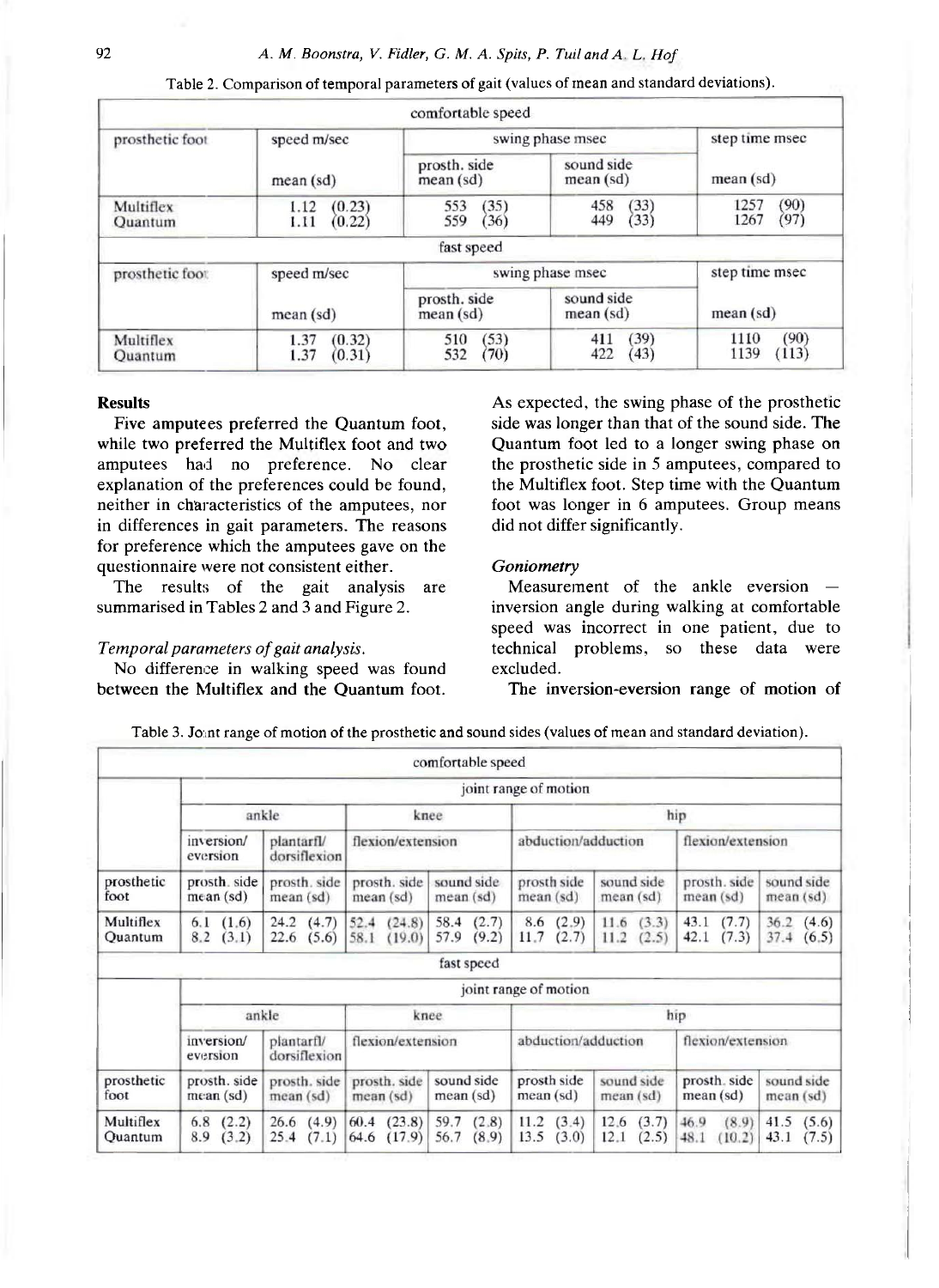Table 2. Comparison of temporal parameters of gait (values of mean and standard deviations).

| comfortable speed | | | | |
|---|---|---|---|---|
| prosthetic foot | speed m/sec | swing phase msec | | step time msec |
| | mean (sd) | prosth. side mean (sd) | sound side mean (sd) | mean (sd) |
| Multiflex | 1.12 (0.23) | 553 (35) | 458 (33) | 1257 (90) |
| Quantum | 1.11 (0.22) | 559 (36) | 449 (33) | 1267 (97) |
| **fast speed** | | | | |
| prosthetic foot | speed m/sec | swing phase msec | | step time msec |
| | mean (sd) | prosth. side mean (sd) | sound side mean (sd) | mean (sd) |
| Multiflex | 1.37 (0.32) | 510 (53) | 411 (39) | 1110 (90) |
| Quantum | 1.37 (0.31) | 532 (70) | 422 (43) | 1139 (113) |

## Results

Five amputees preferred the Quantum foot, while two preferred the Multiflex foot and two amputees had no preference. No clear explanation of the preferences could be found, neither in characteristics of the amputees, nor in differences in gait parameters. The reasons for preference which the amputees gave on the questionnaire were not consistent either.

The results of the gait analysis are summarised in Tables 2 and 3 and Figure 2.

### *Temporal parameters of gait analysis.*

No difference in walking speed was found between the Multiflex and the Quantum foot. As expected, the swing phase of the prosthetic side was longer than that of the sound side. The Quantum foot led to a longer swing phase on the prosthetic side in 5 amputees, compared to the Multiflex foot. Step time with the Quantum foot was longer in 6 amputees. Group means did not differ significantly.

### *Goniometry*

Measurement of the ankle eversion — inversion angle during walking at comfortable speed was incorrect in one patient, due to technical problems, so these data were excluded.

The inversion-eversion range of motion of

Table 3. Joint range of motion of the prosthetic and sound sides (values of mean and standard deviation).

| comfortable speed | | | | | | | | |
|---|---|---|---|---|---|---|---|---|
| | joint range of motion | | | | | | | |
| | ankle | | knee | | hip | | | |
| | inversion/ eversion | plantarfl/ dorsiflexion | flexion/extension | | abduction/adduction | | flexion/extension | |
| prosthetic foot | prosth. side mean (sd) | prosth. side mean (sd) | prosth. side mean (sd) | sound side mean (sd) | prosth side mean (sd) | sound side mean (sd) | prosth. side mean (sd) | sound side mean (sd) |
| Multiflex | 6.1 (1.6) | 24.2 (4.7) | 52.4 (24.8) | 58.4 (2.7) | 8.6 (2.9) | 11.6 (3.3) | 43.1 (7.7) | 36.2 (4.6) |
| Quantum | 8.2 (3.1) | 22.6 (5.6) | 58.1 (19.0) | 57.9 (9.2) | 11.7 (2.7) | 11.2 (2.5) | 42.1 (7.3) | 37.4 (6.5) |
| **fast speed** | | | | | | | | |
| | joint range of motion | | | | | | | |
| | ankle | | knee | | hip | | | |
| | inversion/ eversion | plantarfl/ dorsiflexion | flexion/extension | | abduction/adduction | | flexion/extension | |
| prosthetic foot | prosth. side mean (sd) | prosth. side mean (sd) | prosth. side mean (sd) | sound side mean (sd) | prosth side mean (sd) | sound side mean (sd) | prosth. side mean (sd) | sound side mean (sd) |
| Multiflex | 6.8 (2.2) | 26.6 (4.9) | 60.4 (23.8) | 59.7 (2.8) | 11.2 (3.4) | 12.6 (3.7) | 46.9 (8.9) | 41.5 (5.6) |
| Quantum | 8.9 (3.2) | 25.4 (7.1) | 64.6 (17.9) | 56.7 (8.9) | 13.5 (3.0) | 12.1 (2.5) | 48.1 (10.2) | 43.1 (7.5) |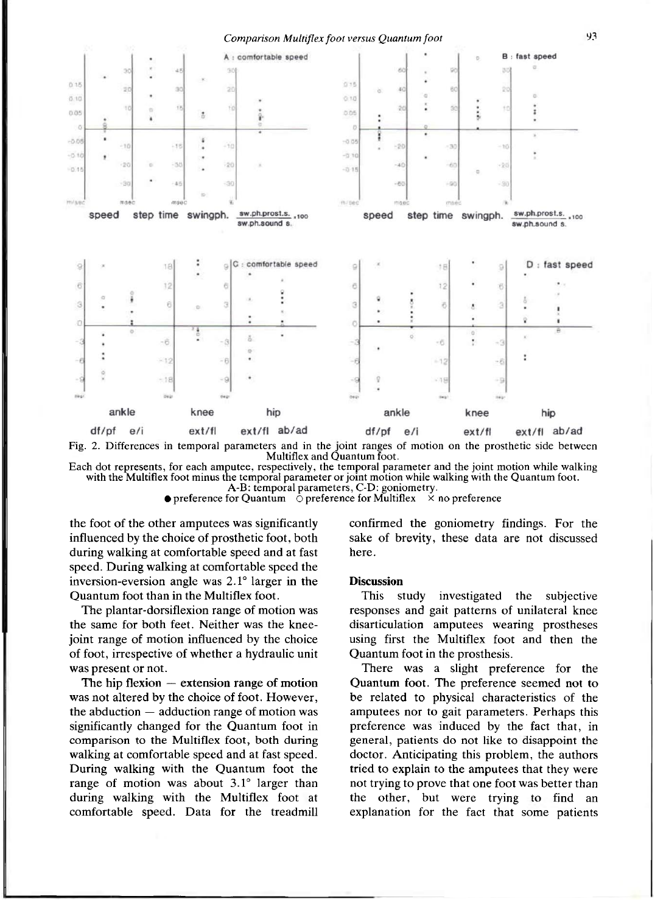Fig. 2. Differences in temporal parameters and in the joint ranges of motion on the prosthetic side between Multiflex and Quantum foot.

Each dot represents, for each amputee, respectively, the temporal parameter and the joint motion while walking with the Multiflex foot minus the temporal parameter or joint motion while walking with the Quantum foot.
A-B: temporal parameters, C-D: goniometry.
● preference for Quantum ○ preference for Multiflex × no preference

the foot of the other amputees was significantly influenced by the choice of prosthetic foot, both during walking at comfortable speed and at fast speed. During walking at comfortable speed the inversion-eversion angle was 2.1° larger in the Quantum foot than in the Multiflex foot.

The plantar-dorsiflexion range of motion was the same for both feet. Neither was the knee-joint range of motion influenced by the choice of foot, irrespective of whether a hydraulic unit was present or not.

The hip flexion — extension range of motion was not altered by the choice of foot. However, the abduction — adduction range of motion was significantly changed for the Quantum foot in comparison to the Multiflex foot, both during walking at comfortable speed and at fast speed. During walking with the Quantum foot the range of motion was about 3.1° larger than during walking with the Multiflex foot at comfortable speed. Data for the treadmill confirmed the goniometry findings. For the sake of brevity, these data are not discussed here.

## Discussion

This study investigated the subjective responses and gait patterns of unilateral knee disarticulation amputees wearing prostheses using first the Multiflex foot and then the Quantum foot in the prosthesis.

There was a slight preference for the Quantum foot. The preference seemed not to be related to physical characteristics of the amputees nor to gait parameters. Perhaps this preference was induced by the fact that, in general, patients do not like to disappoint the doctor. Anticipating this problem, the authors tried to explain to the amputees that they were not trying to prove that one foot was better than the other, but were trying to find an explanation for the fact that some patients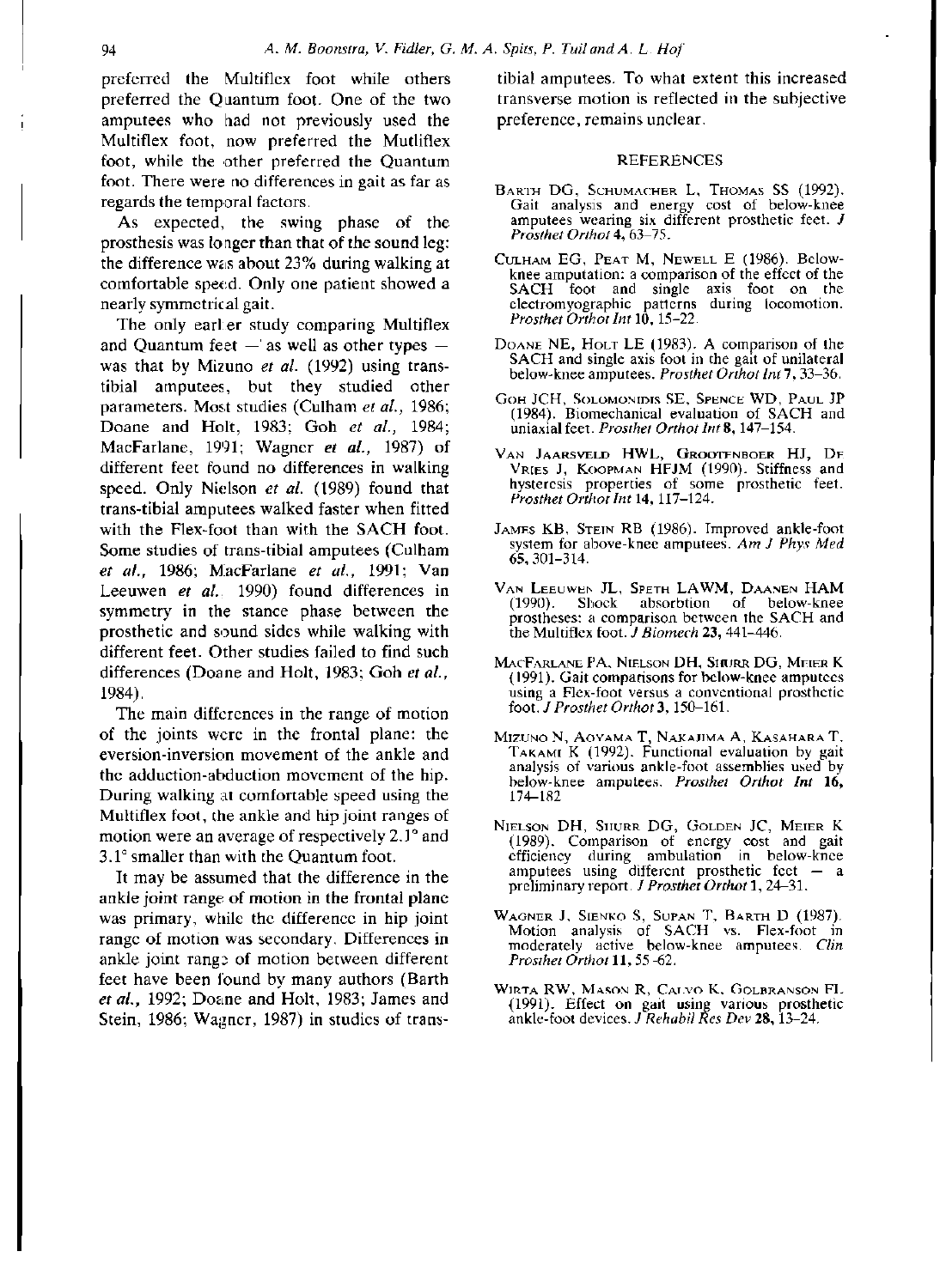preferred the Multiflex foot while others preferred the Quantum foot. One of the two amputees who had not previously used the Multiflex foot, now preferred the Mutliflex foot, while the other preferred the Quantum foot. There were no differences in gait as far as regards the temporal factors.

As expected, the swing phase of the prosthesis was longer than that of the sound leg: the difference was about 23% during walking at comfortable speed. Only one patient showed a nearly symmetrical gait.

The only earlier study comparing Multiflex and Quantum feet — as well as other types — was that by Mizuno *et al.* (1992) using trans-tibial amputees, but they studied other parameters. Most studies (Culham *et al.*, 1986; Doane and Holt, 1983; Goh *et al.*, 1984; MacFarlane, 1991; Wagner *et al.*, 1987) of different feet found no differences in walking speed. Only Nielson *et al.* (1989) found that trans-tibial amputees walked faster when fitted with the Flex-foot than with the SACH foot. Some studies of trans-tibial amputees (Culham *et al.*, 1986; MacFarlane *et al.*, 1991; Van Leeuwen *et al.*, 1990) found differences in symmetry in the stance phase between the prosthetic and sound sides while walking with different feet. Other studies failed to find such differences (Doane and Holt, 1983; Goh *et al.*, 1984).

The main differences in the range of motion of the joints were in the frontal plane: the eversion-inversion movement of the ankle and the adduction-abduction movement of the hip. During walking at comfortable speed using the Multiflex foot, the ankle and hip joint ranges of motion were an average of respectively 2.1° and 3.1° smaller than with the Quantum foot.

It may be assumed that the difference in the ankle joint range of motion in the frontal plane was primary, while the difference in hip joint range of motion was secondary. Differences in ankle joint range of motion between different feet have been found by many authors (Barth *et al.*, 1992; Doane and Holt, 1983; James and Stein, 1986; Wagner, 1987) in studies of trans-tibial amputees. To what extent this increased transverse motion is reflected in the subjective preference, remains unclear.

## REFERENCES

Barth DG, Schumacher L, Thomas SS (1992). Gait analysis and energy cost of below-knee amputees wearing six different prosthetic feet. *J Prosthet Orthot* **4**, 63–75.

Culham EG, Peat M, Newell E (1986). Below-knee amputation: a comparison of the effect of the SACH foot and single axis foot on the electromyographic patterns during locomotion. *Prosthet Orthot Int* **10**, 15–22.

Doane NE, Holt LE (1983). A comparison of the SACH and single axis foot in the gait of unilateral below-knee amputees. *Prosthet Orthot Int* **7**, 33–36.

Goh JCH, Solomonidis SE, Spence WD, Paul JP (1984). Biomechanical evaluation of SACH and uniaxial feet. *Prosthet Orthot Int* **8**, 147–154.

Van Jaarsveld HWL, Grootenboer HJ, De Vries J, Koopman HFJM (1990). Stiffness and hysteresis properties of some prosthetic feet. *Prosthet Orthot Int* **14**, 117–124.

James KB, Stein RB (1986). Improved ankle-foot system for above-knee amputees. *Am J Phys Med* **65**, 301–314.

Van Leeuwen JL, Speth LAWM, Daanen HAM (1990). Shock absorbtion of below-knee prostheses: a comparison between the SACH and the Multiflex foot. *J Biomech* **23**, 441–446.

MacFarlane PA, Nielson DH, Shurr DG, Meier K (1991). Gait comparisons for below-knee amputees using a Flex-foot versus a conventional prosthetic foot. *J Prosthet Orthot* **3**, 150–161.

Mizuno N, Aoyama T, Nakajima A, Kasahara T, Takami K (1992). Functional evaluation by gait analysis of various ankle-foot assemblies used by below-knee amputees. *Prosthet Orthot Int* **16**, 174–182

Nielson DH, Shurr DG, Golden JC, Meier K (1989). Comparison of energy cost and gait efficiency during ambulation in below-knee amputees using different prosthetic feet — a preliminary report. *J Prosthet Orthot* **1**, 24–31.

Wagner J, Sienko S, Supan T, Barth D (1987). Motion analysis of SACH vs. Flex-foot in moderately active below-knee amputees. *Clin Prosthet Orthot* **11**, 55–62.

Wirta RW, Mason R, Calvo K, Golbranson FL (1991). Effect on gait using various prosthetic ankle-foot devices. *J Rehabil Res Dev* **28**, 13–24.